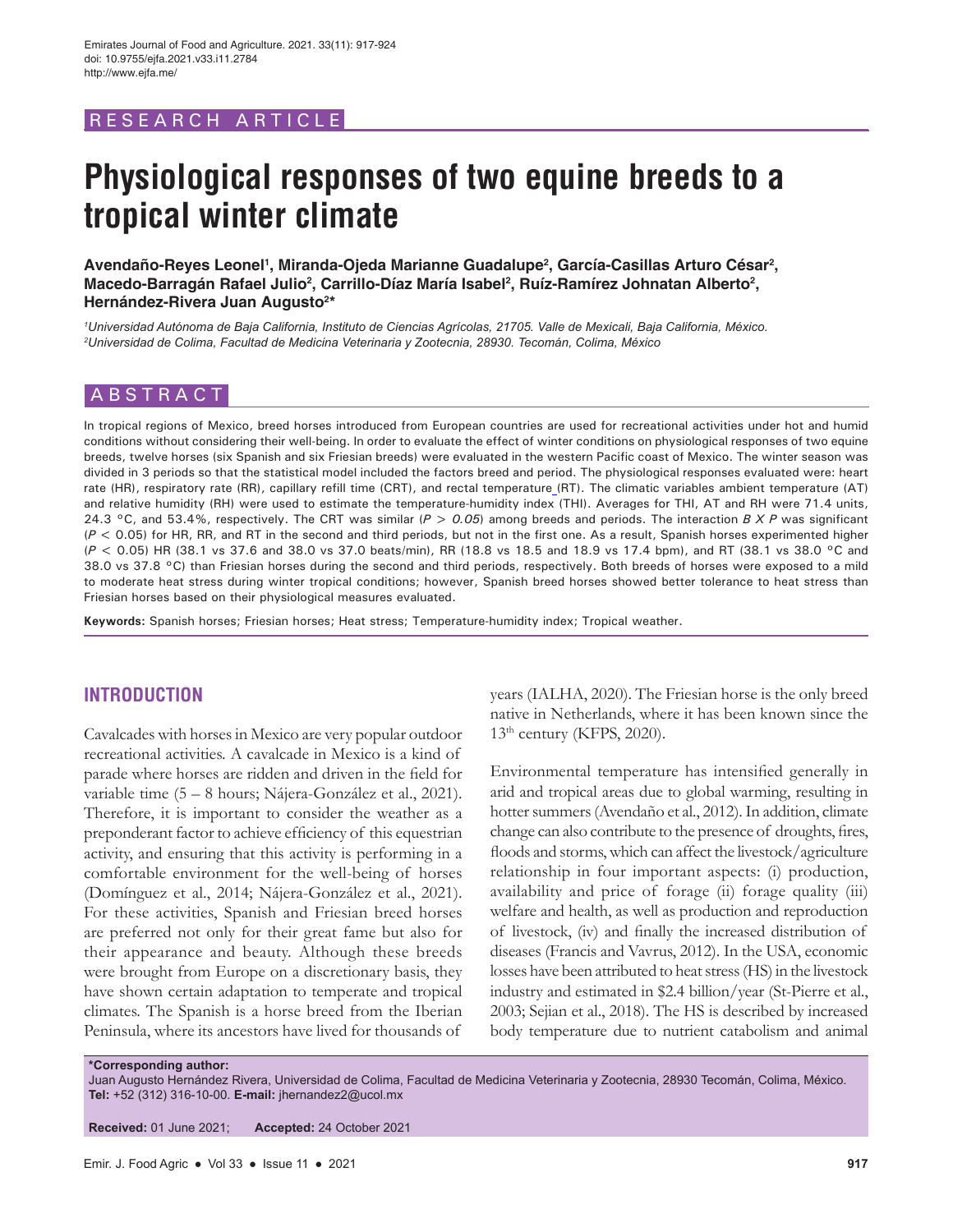RESEARCH ARTICLE

# Physiological responses of two equine breeds to a tropical winter climate

**Avendaño-Reyes Leonel[1], Miranda-Ojeda Marianne Guadalupe[2], García-Casillas Arturo César[2], Macedo-Barragán Rafael Julio[2], Carrillo-Díaz María Isabel[2], Ruíz-Ramírez Johnatan Alberto[2], Hernández-Rivera Juan Augusto[2]***

*[1]Universidad Autónoma de Baja California, Instituto de Ciencias Agrícolas, 21705. Valle de Mexicali, Baja California, México.*
*[2]Universidad de Colima, Facultad de Medicina Veterinaria y Zootecnia, 28930. Tecomán, Colima, México*

## ABSTRACT

In tropical regions of Mexico, breed horses introduced from European countries are used for recreational activities under hot and humid conditions without considering their well-being. In order to evaluate the effect of winter conditions on physiological responses of two equine breeds, twelve horses (six Spanish and six Friesian breeds) were evaluated in the western Pacific coast of Mexico. The winter season was divided in 3 periods so that the statistical model included the factors breed and period. The physiological responses evaluated were: heart rate (HR), respiratory rate (RR), capillary refill time (CRT), and rectal temperature (RT). The climatic variables ambient temperature (AT) and relative humidity (RH) were used to estimate the temperature-humidity index (THI). Averages for THI, AT and RH were 71.4 units, 24.3 °C, and 53.4%, respectively. The CRT was similar ($P > 0.05$) among breeds and periods. The interaction $B \times P$ was significant ($P < 0.05$) for HR, RR, and RT in the second and third periods, but not in the first one. As a result, Spanish horses experimented higher ($P < 0.05$) HR (38.1 vs 37.6 and 38.0 vs 37.0 beats/min), RR (18.8 vs 18.5 and 18.9 vs 17.4 bpm), and RT (38.1 vs 38.0 °C and 38.0 vs 37.8 °C) than Friesian horses during the second and third periods, respectively. Both breeds of horses were exposed to a mild to moderate heat stress during winter tropical conditions; however, Spanish breed horses showed better tolerance to heat stress than Friesian horses based on their physiological measures evaluated.

**Keywords:** Spanish horses; Friesian horses; Heat stress; Temperature-humidity index; Tropical weather.

## INTRODUCTION

Cavalcades with horses in Mexico are very popular outdoor recreational activities. A cavalcade in Mexico is a kind of parade where horses are ridden and driven in the field for variable time (5 – 8 hours; Nájera-González et al., 2021). Therefore, it is important to consider the weather as a preponderant factor to achieve efficiency of this equestrian activity, and ensuring that this activity is performing in a comfortable environment for the well-being of horses (Domínguez et al., 2014; Nájera-González et al., 2021). For these activities, Spanish and Friesian breed horses are preferred not only for their great fame but also for their appearance and beauty. Although these breeds were brought from Europe on a discretionary basis, they have shown certain adaptation to temperate and tropical climates. The Spanish is a horse breed from the Iberian Peninsula, where its ancestors have lived for thousands of years (IALHA, 2020). The Friesian horse is the only breed native in Netherlands, where it has been known since the 13th century (KFPS, 2020).

Environmental temperature has intensified generally in arid and tropical areas due to global warming, resulting in hotter summers (Avendaño et al., 2012). In addition, climate change can also contribute to the presence of droughts, fires, floods and storms, which can affect the livestock/agriculture relationship in four important aspects: (i) production, availability and price of forage (ii) forage quality (iii) welfare and health, as well as production and reproduction of livestock, (iv) and finally the increased distribution of diseases (Francis and Vavrus, 2012). In the USA, economic losses have been attributed to heat stress (HS) in the livestock industry and estimated in $2.4 billion/year (St-Pierre et al., 2003; Sejian et al., 2018). The HS is described by increased body temperature due to nutrient catabolism and animal

**\*Corresponding author:**
Juan Augusto Hernández Rivera, Universidad de Colima, Facultad de Medicina Veterinaria y Zootecnia, 28930 Tecomán, Colima, México. **Tel:** +52 (312) 316-10-00. **E-mail:** jhernandez2@ucol.mx

**Received:** 01 June 2021; **Accepted:** 24 October 2021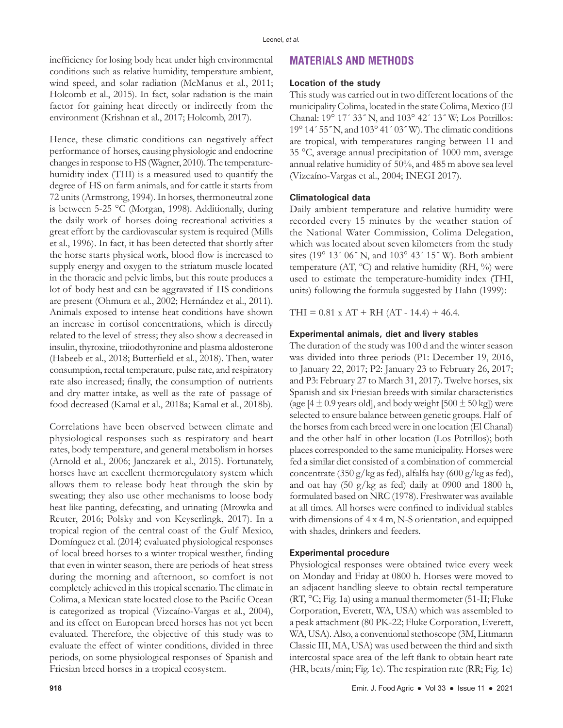inefficiency for losing body heat under high environmental conditions such as relative humidity, temperature ambient, wind speed, and solar radiation (McManus et al., 2011; Holcomb et al., 2015). In fact, solar radiation is the main factor for gaining heat directly or indirectly from the environment (Krishnan et al., 2017; Holcomb, 2017).

Hence, these climatic conditions can negatively affect performance of horses, causing physiologic and endocrine changes in response to HS (Wagner, 2010). The temperature-humidity index (THI) is a measured used to quantify the degree of HS on farm animals, and for cattle it starts from 72 units (Armstrong, 1994). In horses, thermoneutral zone is between 5-25 °C (Morgan, 1998). Additionally, during the daily work of horses doing recreational activities a great effort by the cardiovascular system is required (Mills et al., 1996). In fact, it has been detected that shortly after the horse starts physical work, blood flow is increased to supply energy and oxygen to the striatum muscle located in the thoracic and pelvic limbs, but this route produces a lot of body heat and can be aggravated if HS conditions are present (Ohmura et al., 2002; Hernández et al., 2011). Animals exposed to intense heat conditions have shown an increase in cortisol concentrations, which is directly related to the level of stress; they also show a decreased in insulin, thyroxine, triiodothyronine and plasma aldosterone (Habeeb et al., 2018; Butterfield et al., 2018). Then, water consumption, rectal temperature, pulse rate, and respiratory rate also increased; finally, the consumption of nutrients and dry matter intake, as well as the rate of passage of food decreased (Kamal et al., 2018a; Kamal et al., 2018b).

Correlations have been observed between climate and physiological responses such as respiratory and heart rates, body temperature, and general metabolism in horses (Arnold et al., 2006; Janczarek et al., 2015). Fortunately, horses have an excellent thermoregulatory system which allows them to release body heat through the skin by sweating; they also use other mechanisms to loose body heat like panting, defecating, and urinating (Mrowka and Reuter, 2016; Polsky and von Keyserlingk, 2017). In a tropical region of the central coast of the Gulf Mexico, Domínguez et al. (2014) evaluated physiological responses of local breed horses to a winter tropical weather, finding that even in winter season, there are periods of heat stress during the morning and afternoon, so comfort is not completely achieved in this tropical scenario. The climate in Colima, a Mexican state located close to the Pacific Ocean is categorized as tropical (Vizcaíno-Vargas et al., 2004), and its effect on European breed horses has not yet been evaluated. Therefore, the objective of this study was to evaluate the effect of winter conditions, divided in three periods, on some physiological responses of Spanish and Friesian breed horses in a tropical ecosystem.

## MATERIALS AND METHODS

### Location of the study

This study was carried out in two different locations of the municipality Colima, located in the state Colima, Mexico (El Chanal: 19° 17´ 33˝ N, and 103° 42´ 13˝ W; Los Potrillos: 19° 14´ 55˝ N, and 103° 41´ 03˝ W). The climatic conditions are tropical, with temperatures ranging between 11 and 35 °C, average annual precipitation of 1000 mm, average annual relative humidity of 50%, and 485 m above sea level (Vizcaíno-Vargas et al., 2004; INEGI 2017).

### Climatological data

Daily ambient temperature and relative humidity were recorded every 15 minutes by the weather station of the National Water Commission, Colima Delegation, which was located about seven kilometers from the study sites (19° 13´ 06˝ N, and 103° 43´ 15˝ W). Both ambient temperature (AT, ºC) and relative humidity (RH, %) were used to estimate the temperature-humidity index (THI, units) following the formula suggested by Hahn (1999):

$$THI = 0.81 \times AT + RH\,(AT - 14.4) + 46.4.$$

### Experimental animals, diet and livery stables

The duration of the study was 100 d and the winter season was divided into three periods (P1: December 19, 2016, to January 22, 2017; P2: January 23 to February 26, 2017; and P3: February 27 to March 31, 2017). Twelve horses, six Spanish and six Friesian breeds with similar characteristics (age [4 ± 0.9 years old], and body weight [500 ± 50 kg]) were selected to ensure balance between genetic groups. Half of the horses from each breed were in one location (El Chanal) and the other half in other location (Los Potrillos); both places corresponded to the same municipality. Horses were fed a similar diet consisted of a combination of commercial concentrate (350 g/kg as fed), alfalfa hay (600 g/kg as fed), and oat hay (50 g/kg as fed) daily at 0900 and 1800 h, formulated based on NRC (1978). Freshwater was available at all times. All horses were confined to individual stables with dimensions of 4 x 4 m, N-S orientation, and equipped with shades, drinkers and feeders.

### Experimental procedure

Physiological responses were obtained twice every week on Monday and Friday at 0800 h. Horses were moved to an adjacent handling sleeve to obtain rectal temperature (RT, °C; Fig. 1a) using a manual thermometer (51-II; Fluke Corporation, Everett, WA, USA) which was assembled to a peak attachment (80 PK-22; Fluke Corporation, Everett, WA, USA). Also, a conventional stethoscope (3M, Littmann Classic III, MA, USA) was used between the third and sixth intercostal space area of the left flank to obtain heart rate (HR, beats/min; Fig. 1c). The respiration rate (RR; Fig. 1c)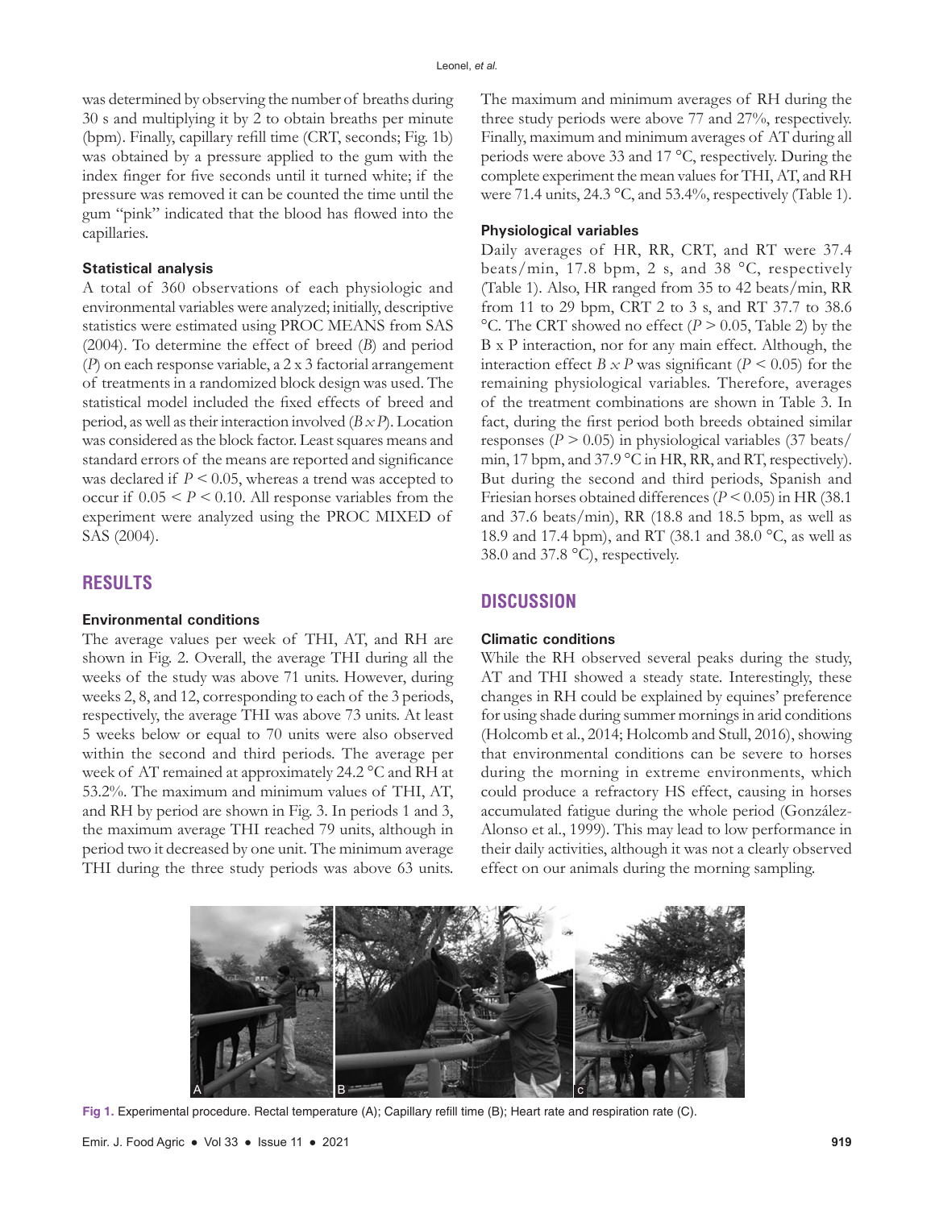was determined by observing the number of breaths during 30 s and multiplying it by 2 to obtain breaths per minute (bpm). Finally, capillary refill time (CRT, seconds; Fig. 1b) was obtained by a pressure applied to the gum with the index finger for five seconds until it turned white; if the pressure was removed it can be counted the time until the gum "pink" indicated that the blood has flowed into the capillaries.

### Statistical analysis

A total of 360 observations of each physiologic and environmental variables were analyzed; initially, descriptive statistics were estimated using PROC MEANS from SAS (2004). To determine the effect of breed (*B*) and period (*P*) on each response variable, a 2 x 3 factorial arrangement of treatments in a randomized block design was used. The statistical model included the fixed effects of breed and period, as well as their interaction involved ($B \times P$). Location was considered as the block factor. Least squares means and standard errors of the means are reported and significance was declared if $P < 0.05$, whereas a trend was accepted to occur if $0.05 < P < 0.10$. All response variables from the experiment were analyzed using the PROC MIXED of SAS (2004).

## RESULTS

### Environmental conditions

The average values per week of THI, AT, and RH are shown in Fig. 2. Overall, the average THI during all the weeks of the study was above 71 units. However, during weeks 2, 8, and 12, corresponding to each of the 3 periods, respectively, the average THI was above 73 units. At least 5 weeks below or equal to 70 units were also observed within the second and third periods. The average per week of AT remained at approximately 24.2 °C and RH at 53.2%. The maximum and minimum values of THI, AT, and RH by period are shown in Fig. 3. In periods 1 and 3, the maximum average THI reached 79 units, although in period two it decreased by one unit. The minimum average THI during the three study periods was above 63 units. The maximum and minimum averages of RH during the three study periods were above 77 and 27%, respectively. Finally, maximum and minimum averages of AT during all periods were above 33 and 17 °C, respectively. During the complete experiment the mean values for THI, AT, and RH were 71.4 units, 24.3 °C, and 53.4%, respectively (Table 1).

### Physiological variables

Daily averages of HR, RR, CRT, and RT were 37.4 beats/min, 17.8 bpm, 2 s, and 38 °C, respectively (Table 1). Also, HR ranged from 35 to 42 beats/min, RR from 11 to 29 bpm, CRT 2 to 3 s, and RT 37.7 to 38.6 °C. The CRT showed no effect ($P > 0.05$, Table 2) by the B x P interaction, nor for any main effect. Although, the interaction effect $B \times P$ was significant ($P < 0.05$) for the remaining physiological variables. Therefore, averages of the treatment combinations are shown in Table 3. In fact, during the first period both breeds obtained similar responses ($P > 0.05$) in physiological variables (37 beats/min, 17 bpm, and 37.9 °C in HR, RR, and RT, respectively). But during the second and third periods, Spanish and Friesian horses obtained differences ($P < 0.05$) in HR (38.1 and 37.6 beats/min), RR (18.8 and 18.5 bpm, as well as 18.9 and 17.4 bpm), and RT (38.1 and 38.0 °C, as well as 38.0 and 37.8 °C), respectively.

## DISCUSSION

### Climatic conditions

While the RH observed several peaks during the study, AT and THI showed a steady state. Interestingly, these changes in RH could be explained by equines' preference for using shade during summer mornings in arid conditions (Holcomb et al., 2014; Holcomb and Stull, 2016), showing that environmental conditions can be severe to horses during the morning in extreme environments, which could produce a refractory HS effect, causing in horses accumulated fatigue during the whole period (González-Alonso et al., 1999). This may lead to low performance in their daily activities, although it was not a clearly observed effect on our animals during the morning sampling.

Fig 1. Experimental procedure. Rectal temperature (A); Capillary refill time (B); Heart rate and respiration rate (C).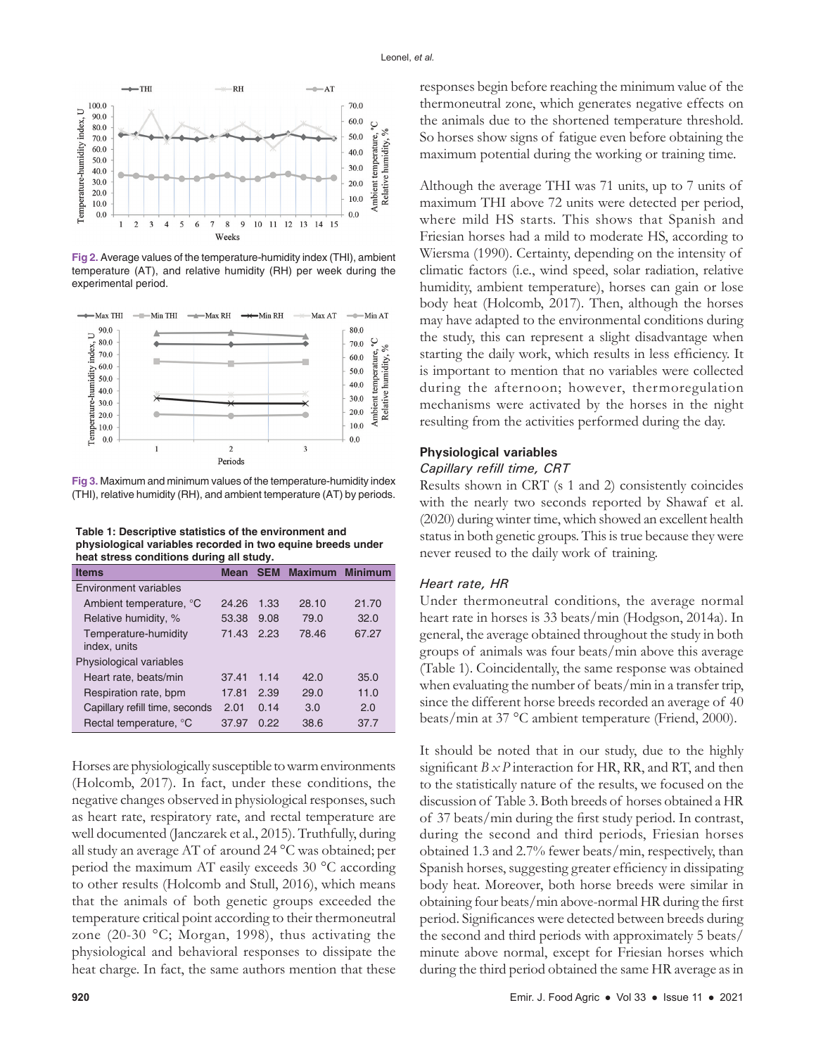Fig 2. Average values of the temperature-humidity index (THI), ambient temperature (AT), and relative humidity (RH) per week during the experimental period.

Fig 3. Maximum and minimum values of the temperature-humidity index (THI), relative humidity (RH), and ambient temperature (AT) by periods.

**Table 1: Descriptive statistics of the environment and physiological variables recorded in two equine breeds under heat stress conditions during all study.**

| Items | Mean | SEM | Maximum | Minimum |
|---|---|---|---|---|
| Environment variables | | | | |
| Ambient temperature, °C | 24.26 | 1.33 | 28.10 | 21.70 |
| Relative humidity, % | 53.38 | 9.08 | 79.0 | 32.0 |
| Temperature-humidity index, units | 71.43 | 2.23 | 78.46 | 67.27 |
| Physiological variables | | | | |
| Heart rate, beats/min | 37.41 | 1.14 | 42.0 | 35.0 |
| Respiration rate, bpm | 17.81 | 2.39 | 29.0 | 11.0 |
| Capillary refill time, seconds | 2.01 | 0.14 | 3.0 | 2.0 |
| Rectal temperature, °C | 37.97 | 0.22 | 38.6 | 37.7 |

Horses are physiologically susceptible to warm environments (Holcomb, 2017). In fact, under these conditions, the negative changes observed in physiological responses, such as heart rate, respiratory rate, and rectal temperature are well documented (Janczarek et al., 2015). Truthfully, during all study an average AT of around 24 °C was obtained; per period the maximum AT easily exceeds 30 °C according to other results (Holcomb and Stull, 2016), which means that the animals of both genetic groups exceeded the temperature critical point according to their thermoneutral zone (20-30 °C; Morgan, 1998), thus activating the physiological and behavioral responses to dissipate the heat charge. In fact, the same authors mention that these responses begin before reaching the minimum value of the thermoneutral zone, which generates negative effects on the animals due to the shortened temperature threshold. So horses show signs of fatigue even before obtaining the maximum potential during the working or training time.

Although the average THI was 71 units, up to 7 units of maximum THI above 72 units were detected per period, where mild HS starts. This shows that Spanish and Friesian horses had a mild to moderate HS, according to Wiersma (1990). Certainty, depending on the intensity of climatic factors (i.e., wind speed, solar radiation, relative humidity, ambient temperature), horses can gain or lose body heat (Holcomb, 2017). Then, although the horses may have adapted to the environmental conditions during the study, this can represent a slight disadvantage when starting the daily work, which results in less efficiency. It is important to mention that no variables were collected during the afternoon; however, thermoregulation mechanisms were activated by the horses in the night resulting from the activities performed during the day.

### Physiological variables

#### *Capillary refill time, CRT*

Results shown in CRT (s 1 and 2) consistently coincides with the nearly two seconds reported by Shawaf et al. (2020) during winter time, which showed an excellent health status in both genetic groups. This is true because they were never reused to the daily work of training.

#### *Heart rate, HR*

Under thermoneutral conditions, the average normal heart rate in horses is 33 beats/min (Hodgson, 2014a). In general, the average obtained throughout the study in both groups of animals was four beats/min above this average (Table 1). Coincidentally, the same response was obtained when evaluating the number of beats/min in a transfer trip, since the different horse breeds recorded an average of 40 beats/min at 37 °C ambient temperature (Friend, 2000).

It should be noted that in our study, due to the highly significant $B \times P$ interaction for HR, RR, and RT, and then to the statistically nature of the results, we focused on the discussion of Table 3. Both breeds of horses obtained a HR of 37 beats/min during the first study period. In contrast, during the second and third periods, Friesian horses obtained 1.3 and 2.7% fewer beats/min, respectively, than Spanish horses, suggesting greater efficiency in dissipating body heat. Moreover, both horse breeds were similar in obtaining four beats/min above-normal HR during the first period. Significances were detected between breeds during the second and third periods with approximately 5 beats/minute above normal, except for Friesian horses which during the third period obtained the same HR average as in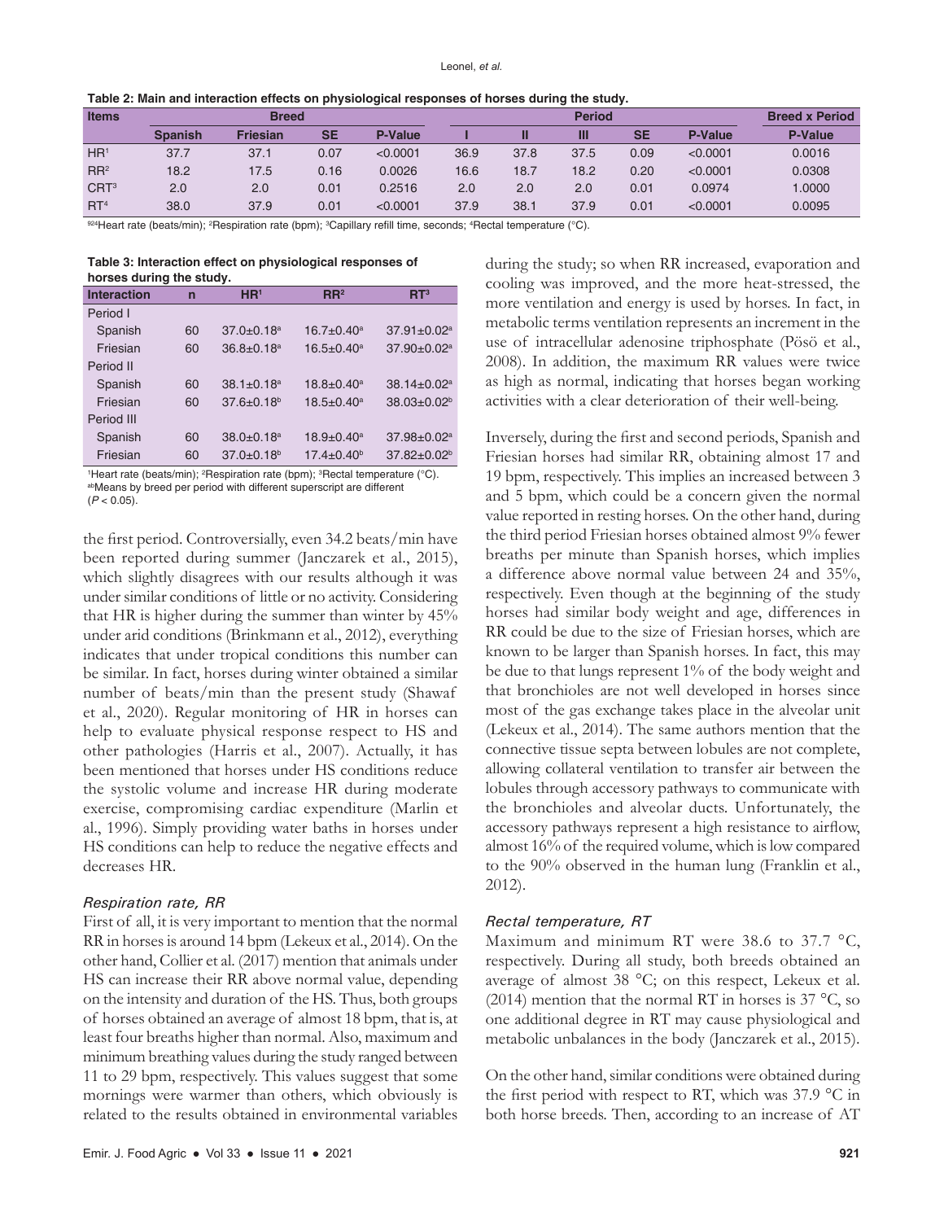**Table 2: Main and interaction effects on physiological responses of horses during the study.**

| Items | Breed | | | | Period | | | | | Breed x Period |
|---|---|---|---|---|---|---|---|---|---|---|
| | Spanish | Friesian | SE | P-Value | I | II | III | SE | P-Value | P-Value |
| HR[1] | 37.7 | 37.1 | 0.07 | <0.0001 | 36.9 | 37.8 | 37.5 | 0.09 | <0.0001 | 0.0016 |
| RR[2] | 18.2 | 17.5 | 0.16 | 0.0026 | 16.6 | 18.7 | 18.2 | 0.20 | <0.0001 | 0.0308 |
| CRT[3] | 2.0 | 2.0 | 0.01 | 0.2516 | 2.0 | 2.0 | 2.0 | 0.01 | 0.0974 | 1.0000 |
| RT[4] | 38.0 | 37.9 | 0.01 | <0.0001 | 37.9 | 38.1 | 37.9 | 0.01 | <0.0001 | 0.0095 |

[924]Heart rate (beats/min); [2]Respiration rate (bpm); [3]Capillary refill time, seconds; [4]Rectal temperature (°C).

**Table 3: Interaction effect on physiological responses of horses during the study.**

| Interaction | n | HR[1] | RR[2] | RT[3] |
|---|---|---|---|---|
| Period I | | | | |
| Spanish | 60 | 37.0±0.18[a] | 16.7±0.40[a] | 37.91±0.02[a] |
| Friesian | 60 | 36.8±0.18[a] | 16.5±0.40[a] | 37.90±0.02[a] |
| Period II | | | | |
| Spanish | 60 | 38.1±0.18[a] | 18.8±0.40[a] | 38.14±0.02[a] |
| Friesian | 60 | 37.6±0.18[b] | 18.5±0.40[a] | 38.03±0.02[b] |
| Period III | | | | |
| Spanish | 60 | 38.0±0.18[a] | 18.9±0.40[a] | 37.98±0.02[a] |
| Friesian | 60 | 37.0±0.18[b] | 17.4±0.40[b] | 37.82±0.02[b] |

[1]Heart rate (beats/min); [2]Respiration rate (bpm); [3]Rectal temperature (°C).
[ab]Means by breed per period with different superscript are different ($P < 0.05$).

the first period. Controversially, even 34.2 beats/min have been reported during summer (Janczarek et al., 2015), which slightly disagrees with our results although it was under similar conditions of little or no activity. Considering that HR is higher during the summer than winter by 45% under arid conditions (Brinkmann et al., 2012), everything indicates that under tropical conditions this number can be similar. In fact, horses during winter obtained a similar number of beats/min than the present study (Shawaf et al., 2020). Regular monitoring of HR in horses can help to evaluate physical response respect to HS and other pathologies (Harris et al., 2007). Actually, it has been mentioned that horses under HS conditions reduce the systolic volume and increase HR during moderate exercise, compromising cardiac expenditure (Marlin et al., 1996). Simply providing water baths in horses under HS conditions can help to reduce the negative effects and decreases HR.

### *Respiration rate, RR*

First of all, it is very important to mention that the normal RR in horses is around 14 bpm (Lekeux et al., 2014). On the other hand, Collier et al. (2017) mention that animals under HS can increase their RR above normal value, depending on the intensity and duration of the HS. Thus, both groups of horses obtained an average of almost 18 bpm, that is, at least four breaths higher than normal. Also, maximum and minimum breathing values during the study ranged between 11 to 29 bpm, respectively. This values suggest that some mornings were warmer than others, which obviously is related to the results obtained in environmental variables during the study; so when RR increased, evaporation and cooling was improved, and the more heat-stressed, the more ventilation and energy is used by horses. In fact, in metabolic terms ventilation represents an increment in the use of intracellular adenosine triphosphate (Pösö et al., 2008). In addition, the maximum RR values were twice as high as normal, indicating that horses began working activities with a clear deterioration of their well-being.

Inversely, during the first and second periods, Spanish and Friesian horses had similar RR, obtaining almost 17 and 19 bpm, respectively. This implies an increased between 3 and 5 bpm, which could be a concern given the normal value reported in resting horses. On the other hand, during the third period Friesian horses obtained almost 9% fewer breaths per minute than Spanish horses, which implies a difference above normal value between 24 and 35%, respectively. Even though at the beginning of the study horses had similar body weight and age, differences in RR could be due to the size of Friesian horses, which are known to be larger than Spanish horses. In fact, this may be due to that lungs represent 1% of the body weight and that bronchioles are not well developed in horses since most of the gas exchange takes place in the alveolar unit (Lekeux et al., 2014). The same authors mention that the connective tissue septa between lobules are not complete, allowing collateral ventilation to transfer air between the lobules through accessory pathways to communicate with the bronchioles and alveolar ducts. Unfortunately, the accessory pathways represent a high resistance to airflow, almost 16% of the required volume, which is low compared to the 90% observed in the human lung (Franklin et al., 2012).

### *Rectal temperature, RT*

Maximum and minimum RT were 38.6 to 37.7 °C, respectively. During all study, both breeds obtained an average of almost 38 °C; on this respect, Lekeux et al. (2014) mention that the normal RT in horses is 37 °C, so one additional degree in RT may cause physiological and metabolic unbalances in the body (Janczarek et al., 2015).

On the other hand, similar conditions were obtained during the first period with respect to RT, which was 37.9 °C in both horse breeds. Then, according to an increase of AT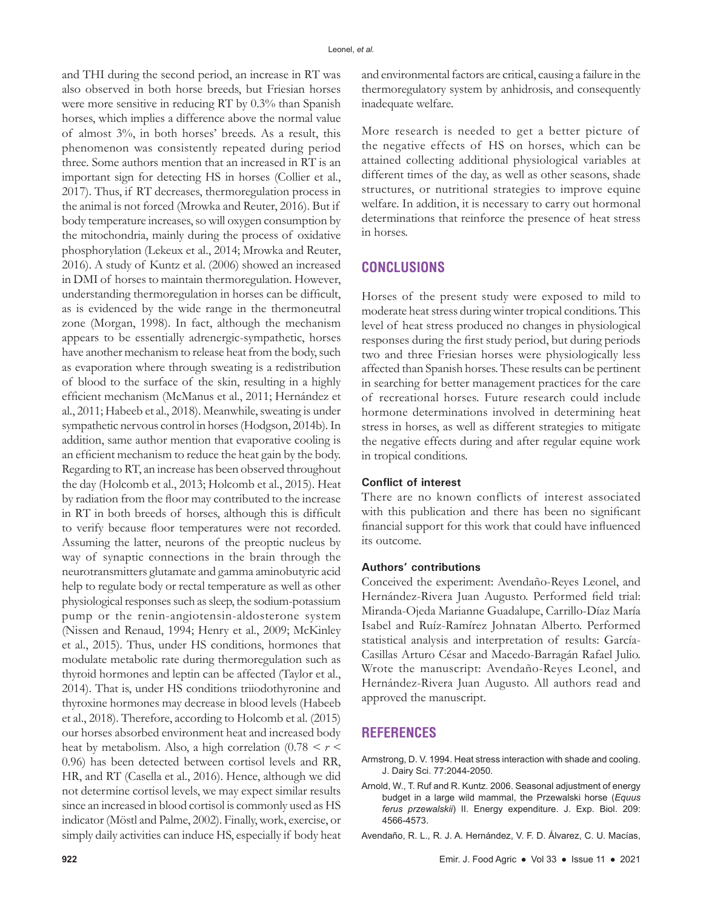and THI during the second period, an increase in RT was also observed in both horse breeds, but Friesian horses were more sensitive in reducing RT by 0.3% than Spanish horses, which implies a difference above the normal value of almost 3%, in both horses' breeds. As a result, this phenomenon was consistently repeated during period three. Some authors mention that an increased in RT is an important sign for detecting HS in horses (Collier et al., 2017). Thus, if RT decreases, thermoregulation process in the animal is not forced (Mrowka and Reuter, 2016). But if body temperature increases, so will oxygen consumption by the mitochondria, mainly during the process of oxidative phosphorylation (Lekeux et al., 2014; Mrowka and Reuter, 2016). A study of Kuntz et al. (2006) showed an increased in DMI of horses to maintain thermoregulation. However, understanding thermoregulation in horses can be difficult, as is evidenced by the wide range in the thermoneutral zone (Morgan, 1998). In fact, although the mechanism appears to be essentially adrenergic-sympathetic, horses have another mechanism to release heat from the body, such as evaporation where through sweating is a redistribution of blood to the surface of the skin, resulting in a highly efficient mechanism (McManus et al., 2011; Hernández et al., 2011; Habeeb et al., 2018). Meanwhile, sweating is under sympathetic nervous control in horses (Hodgson, 2014b). In addition, same author mention that evaporative cooling is an efficient mechanism to reduce the heat gain by the body. Regarding to RT, an increase has been observed throughout the day (Holcomb et al., 2013; Holcomb et al., 2015). Heat by radiation from the floor may contributed to the increase in RT in both breeds of horses, although this is difficult to verify because floor temperatures were not recorded. Assuming the latter, neurons of the preoptic nucleus by way of synaptic connections in the brain through the neurotransmitters glutamate and gamma aminobutyric acid help to regulate body or rectal temperature as well as other physiological responses such as sleep, the sodium-potassium pump or the renin-angiotensin-aldosterone system (Nissen and Renaud, 1994; Henry et al., 2009; McKinley et al., 2015). Thus, under HS conditions, hormones that modulate metabolic rate during thermoregulation such as thyroid hormones and leptin can be affected (Taylor et al., 2014). That is, under HS conditions triiodothyronine and thyroxine hormones may decrease in blood levels (Habeeb et al., 2018). Therefore, according to Holcomb et al. (2015) our horses absorbed environment heat and increased body heat by metabolism. Also, a high correlation ($0.78 < r < 0.96$) has been detected between cortisol levels and RR, HR, and RT (Casella et al., 2016). Hence, although we did not determine cortisol levels, we may expect similar results since an increased in blood cortisol is commonly used as HS indicator (Möstl and Palme, 2002). Finally, work, exercise, or simply daily activities can induce HS, especially if body heat and environmental factors are critical, causing a failure in the thermoregulatory system by anhidrosis, and consequently inadequate welfare.

More research is needed to get a better picture of the negative effects of HS on horses, which can be attained collecting additional physiological variables at different times of the day, as well as other seasons, shade structures, or nutritional strategies to improve equine welfare. In addition, it is necessary to carry out hormonal determinations that reinforce the presence of heat stress in horses.

## CONCLUSIONS

Horses of the present study were exposed to mild to moderate heat stress during winter tropical conditions. This level of heat stress produced no changes in physiological responses during the first study period, but during periods two and three Friesian horses were physiologically less affected than Spanish horses. These results can be pertinent in searching for better management practices for the care of recreational horses. Future research could include hormone determinations involved in determining heat stress in horses, as well as different strategies to mitigate the negative effects during and after regular equine work in tropical conditions.

### Conflict of interest

There are no known conflicts of interest associated with this publication and there has been no significant financial support for this work that could have influenced its outcome.

### Authors' contributions

Conceived the experiment: Avendaño-Reyes Leonel, and Hernández-Rivera Juan Augusto. Performed field trial: Miranda-Ojeda Marianne Guadalupe, Carrillo-Díaz María Isabel and Ruíz-Ramírez Johnatan Alberto. Performed statistical analysis and interpretation of results: García-Casillas Arturo César and Macedo-Barragán Rafael Julio. Wrote the manuscript: Avendaño-Reyes Leonel, and Hernández-Rivera Juan Augusto. All authors read and approved the manuscript.

## REFERENCES

Armstrong, D. V. 1994. Heat stress interaction with shade and cooling. J. Dairy Sci. 77:2044-2050.

Arnold, W., T. Ruf and R. Kuntz. 2006. Seasonal adjustment of energy budget in a large wild mammal, the Przewalski horse (*Equus ferus przewalskii*) II. Energy expenditure. J. Exp. Biol. 209: 4566-4573.

Avendaño, R. L., R. J. A. Hernández, V. F. D. Álvarez, C. U. Macías,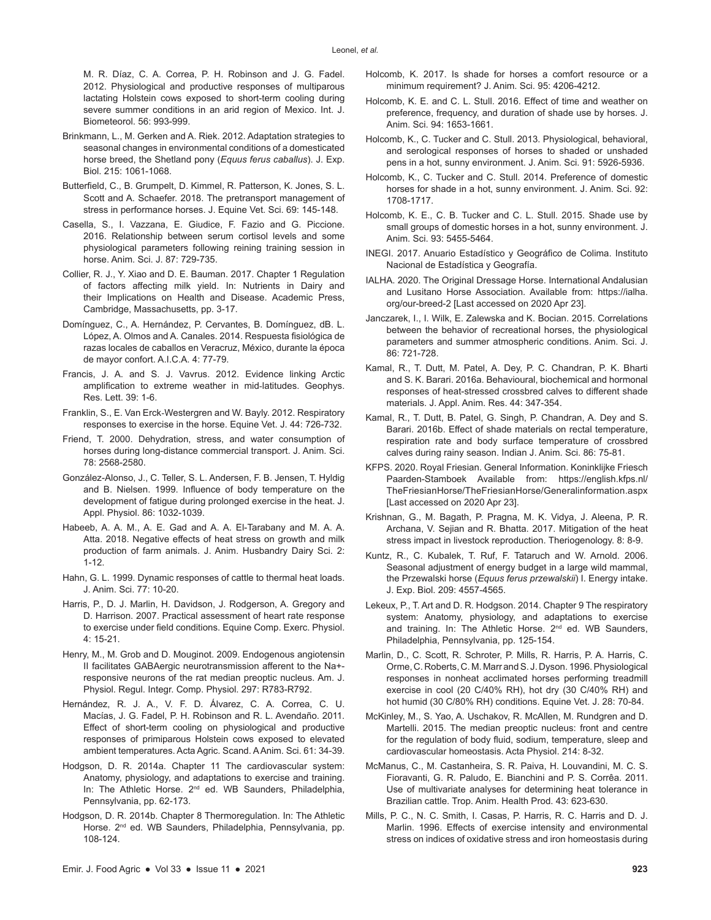M. R. Díaz, C. A. Correa, P. H. Robinson and J. G. Fadel. 2012. Physiological and productive responses of multiparous lactating Holstein cows exposed to short-term cooling during severe summer conditions in an arid region of Mexico. Int. J. Biometeorol. 56: 993-999.

Brinkmann, L., M. Gerken and A. Riek. 2012. Adaptation strategies to seasonal changes in environmental conditions of a domesticated horse breed, the Shetland pony (*Equus ferus caballus*). J. Exp. Biol. 215: 1061-1068.

Butterfield, C., B. Grumpelt, D. Kimmel, R. Patterson, K. Jones, S. L. Scott and A. Schaefer. 2018. The pretransport management of stress in performance horses. J. Equine Vet. Sci. 69: 145-148.

Casella, S., I. Vazzana, E. Giudice, F. Fazio and G. Piccione. 2016. Relationship between serum cortisol levels and some physiological parameters following reining training session in horse. Anim. Sci. J. 87: 729-735.

Collier, R. J., Y. Xiao and D. E. Bauman. 2017. Chapter 1 Regulation of factors affecting milk yield. In: Nutrients in Dairy and their Implications on Health and Disease. Academic Press, Cambridge, Massachusetts, pp. 3-17.

Domínguez, C., A. Hernández, P. Cervantes, B. Domínguez, dB. L. López, A. Olmos and A. Canales. 2014. Respuesta fisiológica de razas locales de caballos en Veracruz, México, durante la época de mayor confort. A.I.C.A. 4: 77-79.

Francis, J. A. and S. J. Vavrus. 2012. Evidence linking Arctic amplification to extreme weather in mid-latitudes. Geophys. Res. Lett. 39: 1-6.

Franklin, S., E. Van Erck-Westergren and W. Bayly. 2012. Respiratory responses to exercise in the horse. Equine Vet. J. 44: 726-732.

Friend, T. 2000. Dehydration, stress, and water consumption of horses during long-distance commercial transport. J. Anim. Sci. 78: 2568-2580.

González-Alonso, J., C. Teller, S. L. Andersen, F. B. Jensen, T. Hyldig and B. Nielsen. 1999. Influence of body temperature on the development of fatigue during prolonged exercise in the heat. J. Appl. Physiol. 86: 1032-1039.

Habeeb, A. A. M., A. E. Gad and A. A. El-Tarabany and M. A. A. Atta. 2018. Negative effects of heat stress on growth and milk production of farm animals. J. Anim. Husbandry Dairy Sci. 2: 1-12.

Hahn, G. L. 1999. Dynamic responses of cattle to thermal heat loads. J. Anim. Sci. 77: 10-20.

Harris, P., D. J. Marlin, H. Davidson, J. Rodgerson, A. Gregory and D. Harrison. 2007. Practical assessment of heart rate response to exercise under field conditions. Equine Comp. Exerc. Physiol. 4: 15-21.

Henry, M., M. Grob and D. Mouginot. 2009. Endogenous angiotensin II facilitates GABAergic neurotransmission afferent to the Na+-responsive neurons of the rat median preoptic nucleus. Am. J. Physiol. Regul. Integr. Comp. Physiol. 297: R783-R792.

Hernández, R. J. A., V. F. D. Álvarez, C. A. Correa, C. U. Macías, J. G. Fadel, P. H. Robinson and R. L. Avendaño. 2011. Effect of short-term cooling on physiological and productive responses of primiparous Holstein cows exposed to elevated ambient temperatures. Acta Agric. Scand. A Anim. Sci. 61: 34-39.

Hodgson, D. R. 2014a. Chapter 11 The cardiovascular system: Anatomy, physiology, and adaptations to exercise and training. In: The Athletic Horse. 2nd ed. WB Saunders, Philadelphia, Pennsylvania, pp. 62-173.

Hodgson, D. R. 2014b. Chapter 8 Thermoregulation. In: The Athletic Horse. 2nd ed. WB Saunders, Philadelphia, Pennsylvania, pp. 108-124.

Holcomb, K. 2017. Is shade for horses a comfort resource or a minimum requirement? J. Anim. Sci. 95: 4206-4212.

Holcomb, K. E. and C. L. Stull. 2016. Effect of time and weather on preference, frequency, and duration of shade use by horses. J. Anim. Sci. 94: 1653-1661.

Holcomb, K., C. Tucker and C. Stull. 2013. Physiological, behavioral, and serological responses of horses to shaded or unshaded pens in a hot, sunny environment. J. Anim. Sci. 91: 5926-5936.

Holcomb, K., C. Tucker and C. Stull. 2014. Preference of domestic horses for shade in a hot, sunny environment. J. Anim. Sci. 92: 1708-1717.

Holcomb, K. E., C. B. Tucker and C. L. Stull. 2015. Shade use by small groups of domestic horses in a hot, sunny environment. J. Anim. Sci. 93: 5455-5464.

INEGI. 2017. Anuario Estadístico y Geográfico de Colima. Instituto Nacional de Estadística y Geografía.

IALHA. 2020. The Original Dressage Horse. International Andalusian and Lusitano Horse Association. Available from: https://ialha.org/our-breed-2 [Last accessed on 2020 Apr 23].

Janczarek, I., I. Wilk, E. Zalewska and K. Bocian. 2015. Correlations between the behavior of recreational horses, the physiological parameters and summer atmospheric conditions. Anim. Sci. J. 86: 721-728.

Kamal, R., T. Dutt, M. Patel, A. Dey, P. C. Chandran, P. K. Bharti and S. K. Barari. 2016a. Behavioural, biochemical and hormonal responses of heat-stressed crossbred calves to different shade materials. J. Appl. Anim. Res. 44: 347-354.

Kamal, R., T. Dutt, B. Patel, G. Singh, P. Chandran, A. Dey and S. Barari. 2016b. Effect of shade materials on rectal temperature, respiration rate and body surface temperature of crossbred calves during rainy season. Indian J. Anim. Sci. 86: 75-81.

KFPS. 2020. Royal Friesian. General Information. Koninklijke Friesch Paarden-Stamboek Available from: https://english.kfps.nl/TheFriesianHorse/TheFriesianHorse/Generalinformation.aspx [Last accessed on 2020 Apr 23].

Krishnan, G., M. Bagath, P. Pragna, M. K. Vidya, J. Aleena, P. R. Archana, V. Sejian and R. Bhatta. 2017. Mitigation of the heat stress impact in livestock reproduction. Theriogenology. 8: 8-9.

Kuntz, R., C. Kubalek, T. Ruf, F. Tataruch and W. Arnold. 2006. Seasonal adjustment of energy budget in a large wild mammal, the Przewalski horse (*Equus ferus przewalskii*) I. Energy intake. J. Exp. Biol. 209: 4557-4565.

Lekeux, P., T. Art and D. R. Hodgson. 2014. Chapter 9 The respiratory system: Anatomy, physiology, and adaptations to exercise and training. In: The Athletic Horse. 2nd ed. WB Saunders, Philadelphia, Pennsylvania, pp. 125-154.

Marlin, D., C. Scott, R. Schroter, P. Mills, R. Harris, P. A. Harris, C. Orme, C. Roberts, C. M. Marr and S. J. Dyson. 1996. Physiological responses in nonheat acclimated horses performing treadmill exercise in cool (20 C/40% RH), hot dry (30 C/40% RH) and hot humid (30 C/80% RH) conditions. Equine Vet. J. 28: 70-84.

McKinley, M., S. Yao, A. Uschakov, R. McAllen, M. Rundgren and D. Martelli. 2015. The median preoptic nucleus: front and centre for the regulation of body fluid, sodium, temperature, sleep and cardiovascular homeostasis. Acta Physiol. 214: 8-32.

McManus, C., M. Castanheira, S. R. Paiva, H. Louvandini, M. C. S. Fioravanti, G. R. Paludo, E. Bianchini and P. S. Corrêa. 2011. Use of multivariate analyses for determining heat tolerance in Brazilian cattle. Trop. Anim. Health Prod. 43: 623-630.

Mills, P. C., N. C. Smith, I. Casas, P. Harris, R. C. Harris and D. J. Marlin. 1996. Effects of exercise intensity and environmental stress on indices of oxidative stress and iron homeostasis during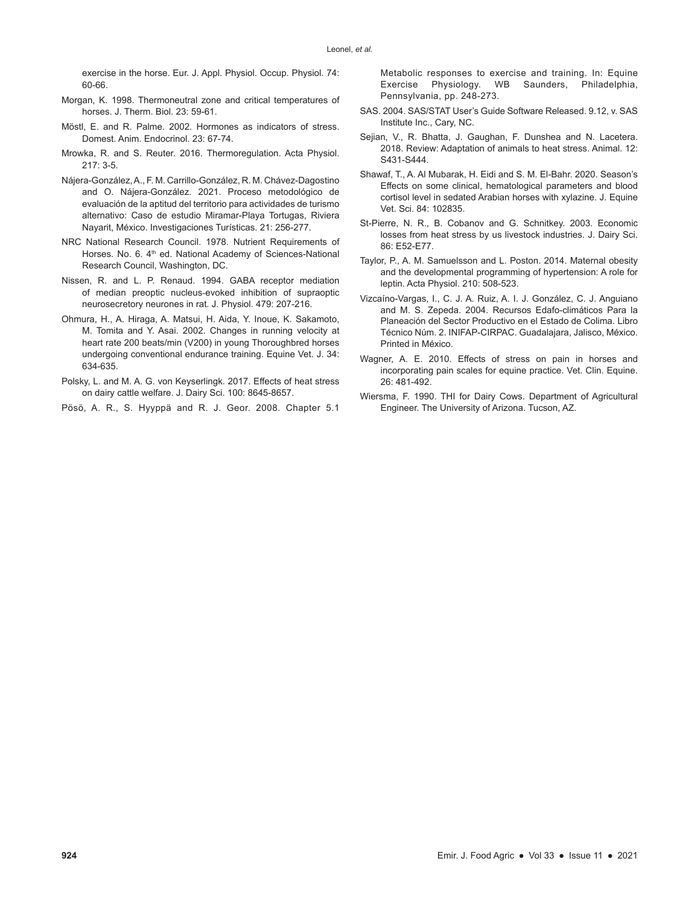exercise in the horse. Eur. J. Appl. Physiol. Occup. Physiol. 74: 60-66.

Morgan, K. 1998. Thermoneutral zone and critical temperatures of horses. J. Therm. Biol. 23: 59-61.

Möstl, E. and R. Palme. 2002. Hormones as indicators of stress. Domest. Anim. Endocrinol. 23: 67-74.

Mrowka, R. and S. Reuter. 2016. Thermoregulation. Acta Physiol. 217: 3-5.

Nájera-González, A., F. M. Carrillo-González, R. M. Chávez-Dagostino and O. Nájera-González. 2021. Proceso metodológico de evaluación de la aptitud del territorio para actividades de turismo alternativo: Caso de estudio Miramar-Playa Tortugas, Riviera Nayarit, México. Investigaciones Turísticas. 21: 256-277.

NRC National Research Council. 1978. Nutrient Requirements of Horses. No. 6. 4th ed. National Academy of Sciences-National Research Council, Washington, DC.

Nissen, R. and L. P. Renaud. 1994. GABA receptor mediation of median preoptic nucleus-evoked inhibition of supraoptic neurosecretory neurones in rat. J. Physiol. 479: 207-216.

Ohmura, H., A. Hiraga, A. Matsui, H. Aida, Y. Inoue, K. Sakamoto, M. Tomita and Y. Asai. 2002. Changes in running velocity at heart rate 200 beats/min (V200) in young Thoroughbred horses undergoing conventional endurance training. Equine Vet. J. 34: 634-635.

Polsky, L. and M. A. G. von Keyserlingk. 2017. Effects of heat stress on dairy cattle welfare. J. Dairy Sci. 100: 8645-8657.

Pösö, A. R., S. Hyyppä and R. J. Geor. 2008. Chapter 5.1 Metabolic responses to exercise and training. In: Equine Exercise Physiology. WB Saunders, Philadelphia, Pennsylvania, pp. 248-273.

SAS. 2004. SAS/STAT User's Guide Software Released. 9.12, v. SAS Institute Inc., Cary, NC.

Sejian, V., R. Bhatta, J. Gaughan, F. Dunshea and N. Lacetera. 2018. Review: Adaptation of animals to heat stress. Animal. 12: S431-S444.

Shawaf, T., A. Al Mubarak, H. Eidi and S. M. El-Bahr. 2020. Season's Effects on some clinical, hematological parameters and blood cortisol level in sedated Arabian horses with xylazine. J. Equine Vet. Sci. 84: 102835.

St-Pierre, N. R., B. Cobanov and G. Schnitkey. 2003. Economic losses from heat stress by us livestock industries. J. Dairy Sci. 86: E52-E77.

Taylor, P., A. M. Samuelsson and L. Poston. 2014. Maternal obesity and the developmental programming of hypertension: A role for leptin. Acta Physiol. 210: 508-523.

Vizcaíno-Vargas, I., C. J. A. Ruiz, A. I. J. González, C. J. Anguiano and M. S. Zepeda. 2004. Recursos Edafo-climáticos Para la Planeación del Sector Productivo en el Estado de Colima. Libro Técnico Núm. 2. INIFAP-CIRPAC. Guadalajara, Jalisco, México. Printed in México.

Wagner, A. E. 2010. Effects of stress on pain in horses and incorporating pain scales for equine practice. Vet. Clin. Equine. 26: 481-492.

Wiersma, F. 1990. THI for Dairy Cows. Department of Agricultural Engineer. The University of Arizona. Tucson, AZ.